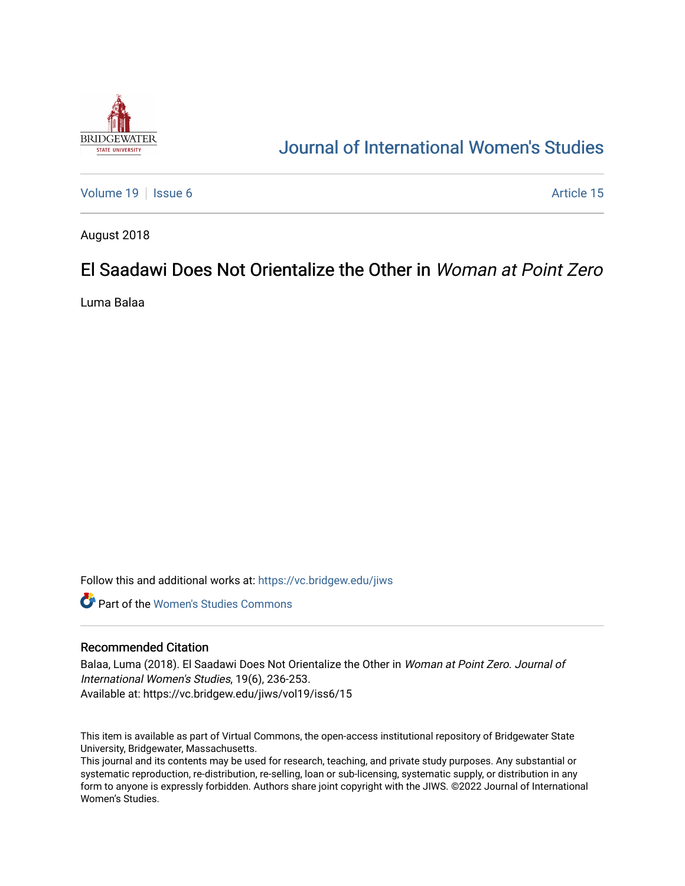# Journal of International Women's Studies

Volume 19 | Issue 6 | Article 15

August 2018

## El Saadawi Does Not Orientalize the Other in *Woman at Point Zero*

Luma Balaa

Follow this and additional works at: https://vc.bridgew.edu/jiws

Part of the Women's Studies Commons

### Recommended Citation

Balaa, Luma (2018). El Saadawi Does Not Orientalize the Other in *Woman at Point Zero*. *Journal of International Women's Studies*, 19(6), 236-253.
Available at: https://vc.bridgew.edu/jiws/vol19/iss6/15

This item is available as part of Virtual Commons, the open-access institutional repository of Bridgewater State University, Bridgewater, Massachusetts.
This journal and its contents may be used for research, teaching, and private study purposes. Any substantial or systematic reproduction, re-distribution, re-selling, loan or sub-licensing, systematic supply, or distribution in any form to anyone is expressly forbidden. Authors share joint copyright with the JIWS. ©2022 Journal of International Women's Studies.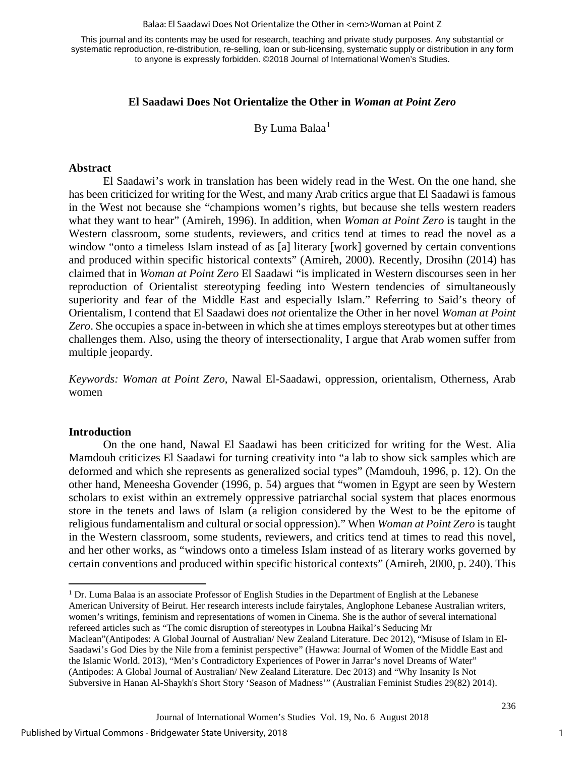# El Saadawi Does Not Orientalize the Other in *Woman at Point Zero*

By Luma Balaa[1]

## Abstract

El Saadawi's work in translation has been widely read in the West. On the one hand, she has been criticized for writing for the West, and many Arab critics argue that El Saadawi is famous in the West not because she "champions women's rights, but because she tells western readers what they want to hear" (Amireh, 1996). In addition, when *Woman at Point Zero* is taught in the Western classroom, some students, reviewers, and critics tend at times to read the novel as a window "onto a timeless Islam instead of as [a] literary [work] governed by certain conventions and produced within specific historical contexts" (Amireh, 2000). Recently, Drosihn (2014) has claimed that in *Woman at Point Zero* El Saadawi "is implicated in Western discourses seen in her reproduction of Orientalist stereotyping feeding into Western tendencies of simultaneously superiority and fear of the Middle East and especially Islam." Referring to Said's theory of Orientalism, I contend that El Saadawi does *not* orientalize the Other in her novel *Woman at Point Zero*. She occupies a space in-between in which she at times employs stereotypes but at other times challenges them. Also, using the theory of intersectionality, I argue that Arab women suffer from multiple jeopardy.

*Keywords: Woman at Point Zero*, Nawal El-Saadawi, oppression, orientalism, Otherness, Arab women

## Introduction

On the one hand, Nawal El Saadawi has been criticized for writing for the West. Alia Mamdouh criticizes El Saadawi for turning creativity into "a lab to show sick samples which are deformed and which she represents as generalized social types" (Mamdouh, 1996, p. 12). On the other hand, Meneesha Govender (1996, p. 54) argues that "women in Egypt are seen by Western scholars to exist within an extremely oppressive patriarchal social system that places enormous store in the tenets and laws of Islam (a religion considered by the West to be the epitome of religious fundamentalism and cultural or social oppression)." When *Woman at Point Zero* is taught in the Western classroom, some students, reviewers, and critics tend at times to read this novel, and her other works, as "windows onto a timeless Islam instead of as literary works governed by certain conventions and produced within specific historical contexts" (Amireh, 2000, p. 240). This

---

[1] Dr. Luma Balaa is an associate Professor of English Studies in the Department of English at the Lebanese American University of Beirut. Her research interests include fairytales, Anglophone Lebanese Australian writers, women's writings, feminism and representations of women in Cinema. She is the author of several international refereed articles such as "The comic disruption of stereotypes in Loubna Haikal's Seducing Mr Maclean"(Antipodes: A Global Journal of Australian/ New Zealand Literature. Dec 2012), "Misuse of Islam in El-Saadawi's God Dies by the Nile from a feminist perspective" (Hawwa: Journal of Women of the Middle East and the Islamic World. 2013), "Men's Contradictory Experiences of Power in Jarrar's novel Dreams of Water" (Antipodes: A Global Journal of Australian/ New Zealand Literature. Dec 2013) and "Why Insanity Is Not Subversive in Hanan Al-Shaykh's Short Story 'Season of Madness'" (Australian Feminist Studies 29(82) 2014).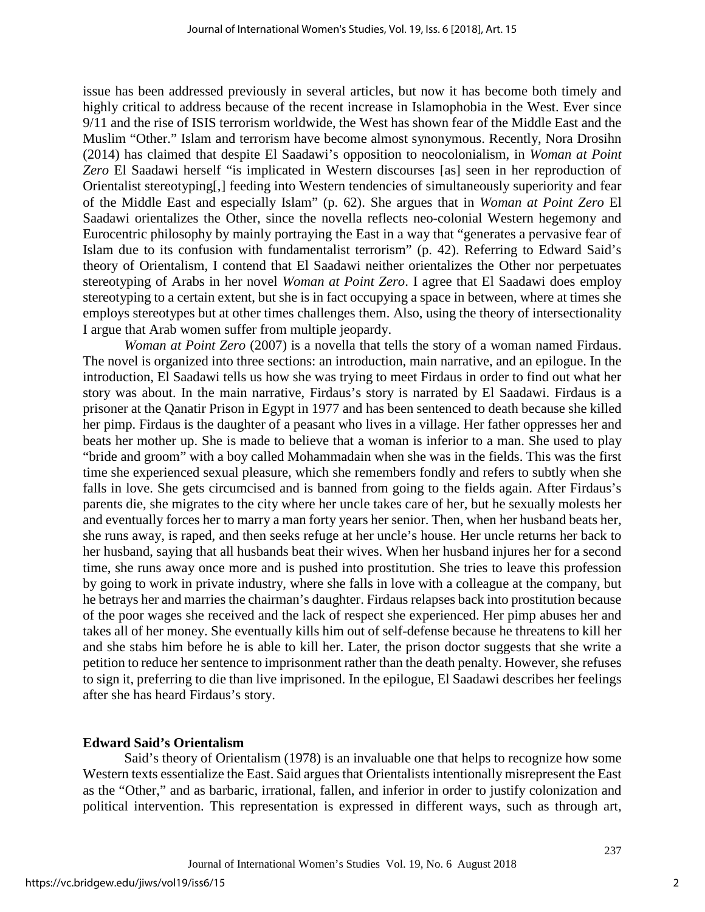issue has been addressed previously in several articles, but now it has become both timely and highly critical to address because of the recent increase in Islamophobia in the West. Ever since 9/11 and the rise of ISIS terrorism worldwide, the West has shown fear of the Middle East and the Muslim "Other." Islam and terrorism have become almost synonymous. Recently, Nora Drosihn (2014) has claimed that despite El Saadawi's opposition to neocolonialism, in *Woman at Point Zero* El Saadawi herself "is implicated in Western discourses [as] seen in her reproduction of Orientalist stereotyping[,] feeding into Western tendencies of simultaneously superiority and fear of the Middle East and especially Islam" (p. 62). She argues that in *Woman at Point Zero* El Saadawi orientalizes the Other, since the novella reflects neo-colonial Western hegemony and Eurocentric philosophy by mainly portraying the East in a way that "generates a pervasive fear of Islam due to its confusion with fundamentalist terrorism" (p. 42). Referring to Edward Said's theory of Orientalism, I contend that El Saadawi neither orientalizes the Other nor perpetuates stereotyping of Arabs in her novel *Woman at Point Zero*. I agree that El Saadawi does employ stereotyping to a certain extent, but she is in fact occupying a space in between, where at times she employs stereotypes but at other times challenges them. Also, using the theory of intersectionality I argue that Arab women suffer from multiple jeopardy.

*Woman at Point Zero* (2007) is a novella that tells the story of a woman named Firdaus. The novel is organized into three sections: an introduction, main narrative, and an epilogue. In the introduction, El Saadawi tells us how she was trying to meet Firdaus in order to find out what her story was about. In the main narrative, Firdaus's story is narrated by El Saadawi. Firdaus is a prisoner at the Qanatir Prison in Egypt in 1977 and has been sentenced to death because she killed her pimp. Firdaus is the daughter of a peasant who lives in a village. Her father oppresses her and beats her mother up. She is made to believe that a woman is inferior to a man. She used to play "bride and groom" with a boy called Mohammadain when she was in the fields. This was the first time she experienced sexual pleasure, which she remembers fondly and refers to subtly when she falls in love. She gets circumcised and is banned from going to the fields again. After Firdaus's parents die, she migrates to the city where her uncle takes care of her, but he sexually molests her and eventually forces her to marry a man forty years her senior. Then, when her husband beats her, she runs away, is raped, and then seeks refuge at her uncle's house. Her uncle returns her back to her husband, saying that all husbands beat their wives. When her husband injures her for a second time, she runs away once more and is pushed into prostitution. She tries to leave this profession by going to work in private industry, where she falls in love with a colleague at the company, but he betrays her and marries the chairman's daughter. Firdaus relapses back into prostitution because of the poor wages she received and the lack of respect she experienced. Her pimp abuses her and takes all of her money. She eventually kills him out of self-defense because he threatens to kill her and she stabs him before he is able to kill her. Later, the prison doctor suggests that she write a petition to reduce her sentence to imprisonment rather than the death penalty. However, she refuses to sign it, preferring to die than live imprisoned. In the epilogue, El Saadawi describes her feelings after she has heard Firdaus's story.

## Edward Said's Orientalism

Said's theory of Orientalism (1978) is an invaluable one that helps to recognize how some Western texts essentialize the East. Said argues that Orientalists intentionally misrepresent the East as the "Other," and as barbaric, irrational, fallen, and inferior in order to justify colonization and political intervention. This representation is expressed in different ways, such as through art,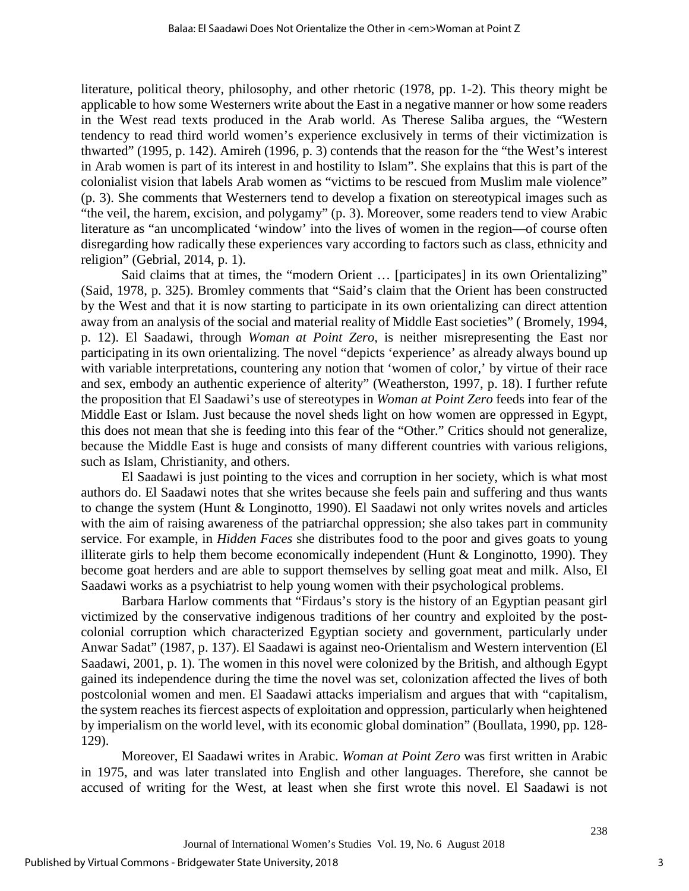literature, political theory, philosophy, and other rhetoric (1978, pp. 1-2). This theory might be applicable to how some Westerners write about the East in a negative manner or how some readers in the West read texts produced in the Arab world. As Therese Saliba argues, the "Western tendency to read third world women's experience exclusively in terms of their victimization is thwarted" (1995, p. 142). Amireh (1996, p. 3) contends that the reason for the "the West's interest in Arab women is part of its interest in and hostility to Islam". She explains that this is part of the colonialist vision that labels Arab women as "victims to be rescued from Muslim male violence" (p. 3). She comments that Westerners tend to develop a fixation on stereotypical images such as "the veil, the harem, excision, and polygamy" (p. 3). Moreover, some readers tend to view Arabic literature as "an uncomplicated 'window' into the lives of women in the region—of course often disregarding how radically these experiences vary according to factors such as class, ethnicity and religion" (Gebrial, 2014, p. 1).

Said claims that at times, the "modern Orient … [participates] in its own Orientalizing" (Said, 1978, p. 325). Bromley comments that "Said's claim that the Orient has been constructed by the West and that it is now starting to participate in its own orientalizing can direct attention away from an analysis of the social and material reality of Middle East societies" ( Bromely, 1994, p. 12). El Saadawi, through *Woman at Point Zero*, is neither misrepresenting the East nor participating in its own orientalizing. The novel "depicts 'experience' as already always bound up with variable interpretations, countering any notion that 'women of color,' by virtue of their race and sex, embody an authentic experience of alterity" (Weatherston, 1997, p. 18). I further refute the proposition that El Saadawi's use of stereotypes in *Woman at Point Zero* feeds into fear of the Middle East or Islam. Just because the novel sheds light on how women are oppressed in Egypt, this does not mean that she is feeding into this fear of the "Other." Critics should not generalize, because the Middle East is huge and consists of many different countries with various religions, such as Islam, Christianity, and others.

El Saadawi is just pointing to the vices and corruption in her society, which is what most authors do. El Saadawi notes that she writes because she feels pain and suffering and thus wants to change the system (Hunt & Longinotto, 1990). El Saadawi not only writes novels and articles with the aim of raising awareness of the patriarchal oppression; she also takes part in community service. For example, in *Hidden Faces* she distributes food to the poor and gives goats to young illiterate girls to help them become economically independent (Hunt & Longinotto, 1990). They become goat herders and are able to support themselves by selling goat meat and milk. Also, El Saadawi works as a psychiatrist to help young women with their psychological problems.

Barbara Harlow comments that "Firdaus's story is the history of an Egyptian peasant girl victimized by the conservative indigenous traditions of her country and exploited by the post-colonial corruption which characterized Egyptian society and government, particularly under Anwar Sadat" (1987, p. 137). El Saadawi is against neo-Orientalism and Western intervention (El Saadawi, 2001, p. 1). The women in this novel were colonized by the British, and although Egypt gained its independence during the time the novel was set, colonization affected the lives of both postcolonial women and men. El Saadawi attacks imperialism and argues that with "capitalism, the system reaches its fiercest aspects of exploitation and oppression, particularly when heightened by imperialism on the world level, with its economic global domination" (Boullata, 1990, pp. 128-129).

Moreover, El Saadawi writes in Arabic. *Woman at Point Zero* was first written in Arabic in 1975, and was later translated into English and other languages. Therefore, she cannot be accused of writing for the West, at least when she first wrote this novel. El Saadawi is not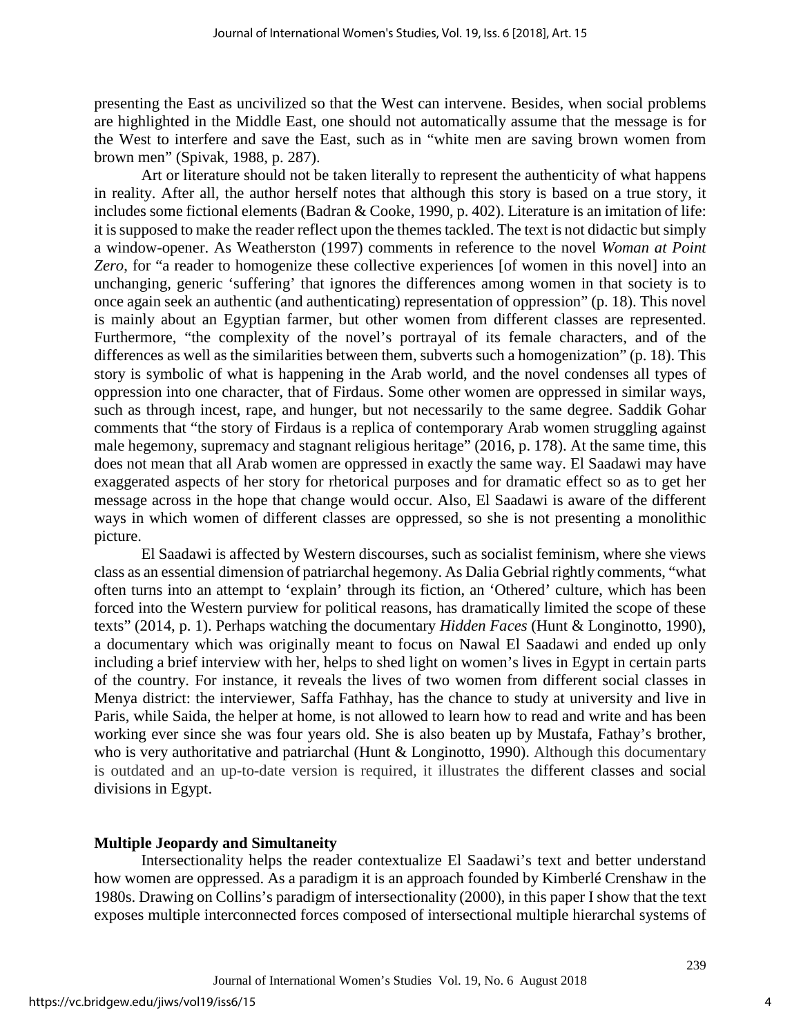presenting the East as uncivilized so that the West can intervene. Besides, when social problems are highlighted in the Middle East, one should not automatically assume that the message is for the West to interfere and save the East, such as in "white men are saving brown women from brown men" (Spivak, 1988, p. 287).

Art or literature should not be taken literally to represent the authenticity of what happens in reality. After all, the author herself notes that although this story is based on a true story, it includes some fictional elements (Badran & Cooke, 1990, p. 402). Literature is an imitation of life: it is supposed to make the reader reflect upon the themes tackled. The text is not didactic but simply a window-opener. As Weatherston (1997) comments in reference to the novel *Woman at Point Zero*, for "a reader to homogenize these collective experiences [of women in this novel] into an unchanging, generic 'suffering' that ignores the differences among women in that society is to once again seek an authentic (and authenticating) representation of oppression" (p. 18). This novel is mainly about an Egyptian farmer, but other women from different classes are represented. Furthermore, "the complexity of the novel's portrayal of its female characters, and of the differences as well as the similarities between them, subverts such a homogenization" (p. 18). This story is symbolic of what is happening in the Arab world, and the novel condenses all types of oppression into one character, that of Firdaus. Some other women are oppressed in similar ways, such as through incest, rape, and hunger, but not necessarily to the same degree. Saddik Gohar comments that "the story of Firdaus is a replica of contemporary Arab women struggling against male hegemony, supremacy and stagnant religious heritage" (2016, p. 178). At the same time, this does not mean that all Arab women are oppressed in exactly the same way. El Saadawi may have exaggerated aspects of her story for rhetorical purposes and for dramatic effect so as to get her message across in the hope that change would occur. Also, El Saadawi is aware of the different ways in which women of different classes are oppressed, so she is not presenting a monolithic picture.

El Saadawi is affected by Western discourses, such as socialist feminism, where she views class as an essential dimension of patriarchal hegemony. As Dalia Gebrial rightly comments, "what often turns into an attempt to 'explain' through its fiction, an 'Othered' culture, which has been forced into the Western purview for political reasons, has dramatically limited the scope of these texts" (2014, p. 1). Perhaps watching the documentary *Hidden Faces* (Hunt & Longinotto, 1990), a documentary which was originally meant to focus on Nawal El Saadawi and ended up only including a brief interview with her, helps to shed light on women's lives in Egypt in certain parts of the country. For instance, it reveals the lives of two women from different social classes in Menya district: the interviewer, Saffa Fathhay, has the chance to study at university and live in Paris, while Saida, the helper at home, is not allowed to learn how to read and write and has been working ever since she was four years old. She is also beaten up by Mustafa, Fathay's brother, who is very authoritative and patriarchal (Hunt & Longinotto, 1990). Although this documentary is outdated and an up-to-date version is required, it illustrates the different classes and social divisions in Egypt.

## Multiple Jeopardy and Simultaneity

Intersectionality helps the reader contextualize El Saadawi's text and better understand how women are oppressed. As a paradigm it is an approach founded by Kimberlé Crenshaw in the 1980s. Drawing on Collins's paradigm of intersectionality (2000), in this paper I show that the text exposes multiple interconnected forces composed of intersectional multiple hierarchal systems of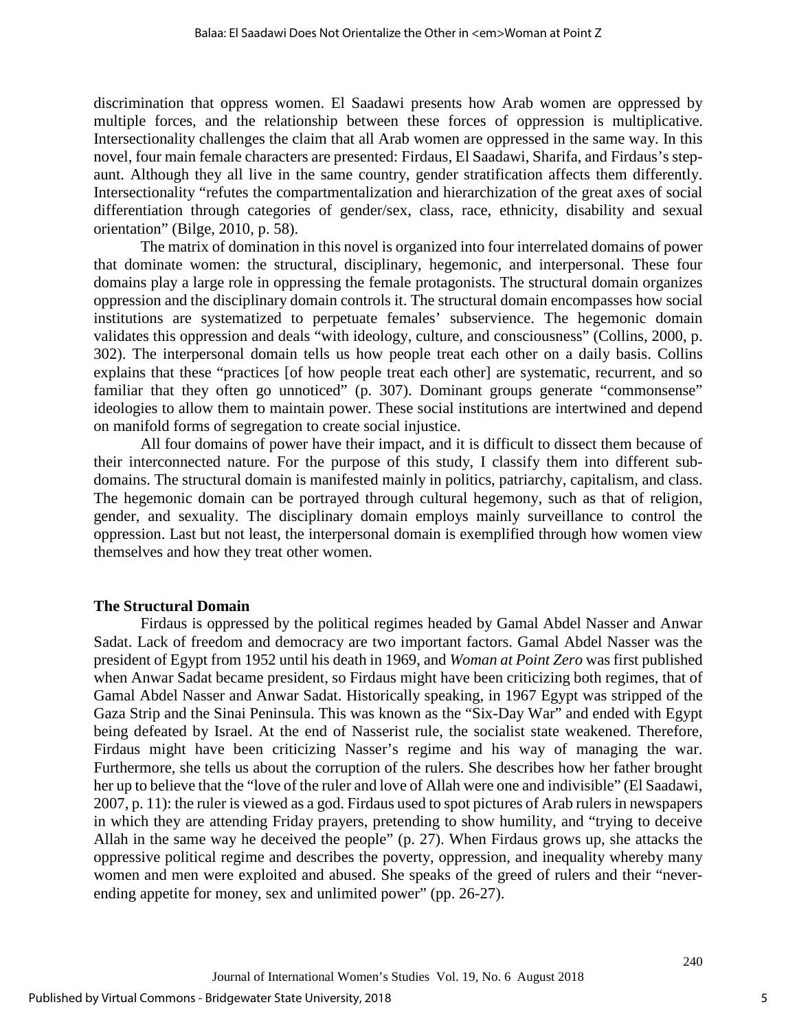discrimination that oppress women. El Saadawi presents how Arab women are oppressed by multiple forces, and the relationship between these forces of oppression is multiplicative. Intersectionality challenges the claim that all Arab women are oppressed in the same way. In this novel, four main female characters are presented: Firdaus, El Saadawi, Sharifa, and Firdaus's step-aunt. Although they all live in the same country, gender stratification affects them differently. Intersectionality "refutes the compartmentalization and hierarchization of the great axes of social differentiation through categories of gender/sex, class, race, ethnicity, disability and sexual orientation" (Bilge, 2010, p. 58).

The matrix of domination in this novel is organized into four interrelated domains of power that dominate women: the structural, disciplinary, hegemonic, and interpersonal. These four domains play a large role in oppressing the female protagonists. The structural domain organizes oppression and the disciplinary domain controls it. The structural domain encompasses how social institutions are systematized to perpetuate females' subservience. The hegemonic domain validates this oppression and deals "with ideology, culture, and consciousness" (Collins, 2000, p. 302). The interpersonal domain tells us how people treat each other on a daily basis. Collins explains that these "practices [of how people treat each other] are systematic, recurrent, and so familiar that they often go unnoticed" (p. 307). Dominant groups generate "commonsense" ideologies to allow them to maintain power. These social institutions are intertwined and depend on manifold forms of segregation to create social injustice.

All four domains of power have their impact, and it is difficult to dissect them because of their interconnected nature. For the purpose of this study, I classify them into different sub-domains. The structural domain is manifested mainly in politics, patriarchy, capitalism, and class. The hegemonic domain can be portrayed through cultural hegemony, such as that of religion, gender, and sexuality. The disciplinary domain employs mainly surveillance to control the oppression. Last but not least, the interpersonal domain is exemplified through how women view themselves and how they treat other women.

### The Structural Domain

Firdaus is oppressed by the political regimes headed by Gamal Abdel Nasser and Anwar Sadat. Lack of freedom and democracy are two important factors. Gamal Abdel Nasser was the president of Egypt from 1952 until his death in 1969, and *Woman at Point Zero* was first published when Anwar Sadat became president, so Firdaus might have been criticizing both regimes, that of Gamal Abdel Nasser and Anwar Sadat. Historically speaking, in 1967 Egypt was stripped of the Gaza Strip and the Sinai Peninsula. This was known as the "Six-Day War" and ended with Egypt being defeated by Israel. At the end of Nasserist rule, the socialist state weakened. Therefore, Firdaus might have been criticizing Nasser's regime and his way of managing the war. Furthermore, she tells us about the corruption of the rulers. She describes how her father brought her up to believe that the "love of the ruler and love of Allah were one and indivisible" (El Saadawi, 2007, p. 11): the ruler is viewed as a god. Firdaus used to spot pictures of Arab rulers in newspapers in which they are attending Friday prayers, pretending to show humility, and "trying to deceive Allah in the same way he deceived the people" (p. 27). When Firdaus grows up, she attacks the oppressive political regime and describes the poverty, oppression, and inequality whereby many women and men were exploited and abused. She speaks of the greed of rulers and their "never-ending appetite for money, sex and unlimited power" (pp. 26-27).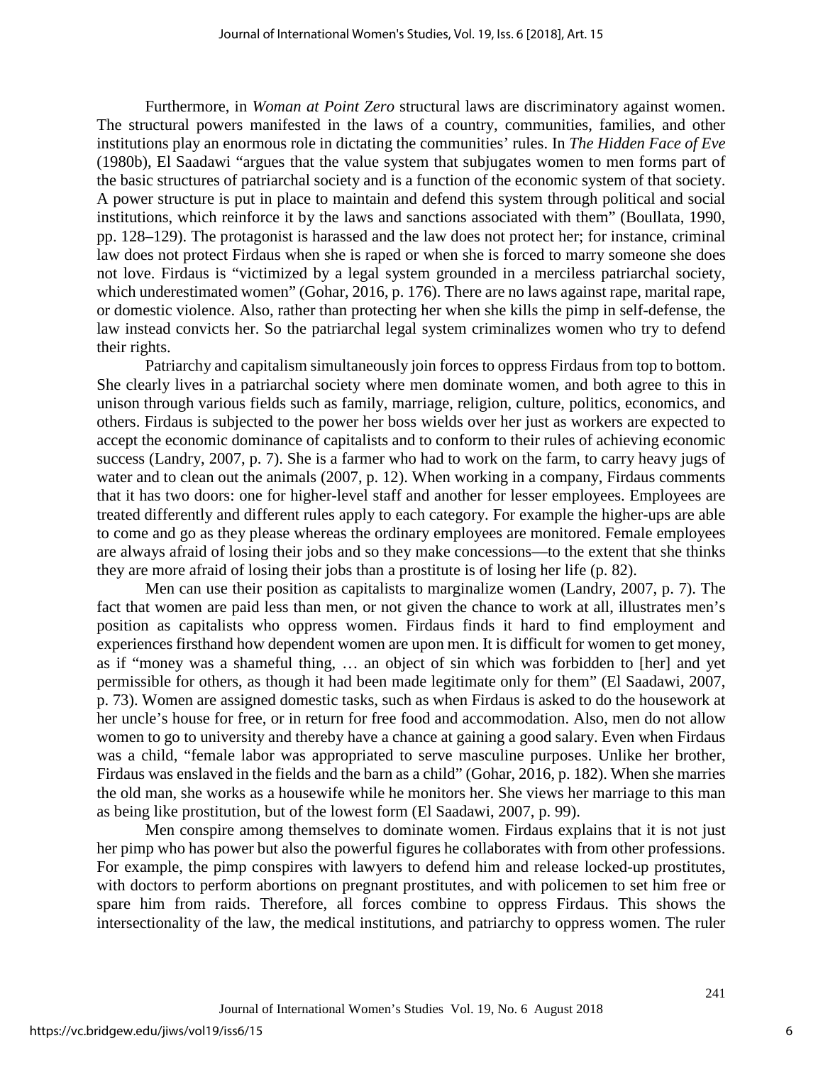Furthermore, in *Woman at Point Zero* structural laws are discriminatory against women. The structural powers manifested in the laws of a country, communities, families, and other institutions play an enormous role in dictating the communities' rules. In *The Hidden Face of Eve* (1980b), El Saadawi "argues that the value system that subjugates women to men forms part of the basic structures of patriarchal society and is a function of the economic system of that society. A power structure is put in place to maintain and defend this system through political and social institutions, which reinforce it by the laws and sanctions associated with them" (Boullata, 1990, pp. 128–129). The protagonist is harassed and the law does not protect her; for instance, criminal law does not protect Firdaus when she is raped or when she is forced to marry someone she does not love. Firdaus is "victimized by a legal system grounded in a merciless patriarchal society, which underestimated women" (Gohar, 2016, p. 176). There are no laws against rape, marital rape, or domestic violence. Also, rather than protecting her when she kills the pimp in self-defense, the law instead convicts her. So the patriarchal legal system criminalizes women who try to defend their rights.

Patriarchy and capitalism simultaneously join forces to oppress Firdaus from top to bottom. She clearly lives in a patriarchal society where men dominate women, and both agree to this in unison through various fields such as family, marriage, religion, culture, politics, economics, and others. Firdaus is subjected to the power her boss wields over her just as workers are expected to accept the economic dominance of capitalists and to conform to their rules of achieving economic success (Landry, 2007, p. 7). She is a farmer who had to work on the farm, to carry heavy jugs of water and to clean out the animals (2007, p. 12). When working in a company, Firdaus comments that it has two doors: one for higher-level staff and another for lesser employees. Employees are treated differently and different rules apply to each category. For example the higher-ups are able to come and go as they please whereas the ordinary employees are monitored. Female employees are always afraid of losing their jobs and so they make concessions—to the extent that she thinks they are more afraid of losing their jobs than a prostitute is of losing her life (p. 82).

Men can use their position as capitalists to marginalize women (Landry, 2007, p. 7). The fact that women are paid less than men, or not given the chance to work at all, illustrates men's position as capitalists who oppress women. Firdaus finds it hard to find employment and experiences firsthand how dependent women are upon men. It is difficult for women to get money, as if "money was a shameful thing, … an object of sin which was forbidden to [her] and yet permissible for others, as though it had been made legitimate only for them" (El Saadawi, 2007, p. 73). Women are assigned domestic tasks, such as when Firdaus is asked to do the housework at her uncle's house for free, or in return for free food and accommodation. Also, men do not allow women to go to university and thereby have a chance at gaining a good salary. Even when Firdaus was a child, "female labor was appropriated to serve masculine purposes. Unlike her brother, Firdaus was enslaved in the fields and the barn as a child" (Gohar, 2016, p. 182). When she marries the old man, she works as a housewife while he monitors her. She views her marriage to this man as being like prostitution, but of the lowest form (El Saadawi, 2007, p. 99).

Men conspire among themselves to dominate women. Firdaus explains that it is not just her pimp who has power but also the powerful figures he collaborates with from other professions. For example, the pimp conspires with lawyers to defend him and release locked-up prostitutes, with doctors to perform abortions on pregnant prostitutes, and with policemen to set him free or spare him from raids. Therefore, all forces combine to oppress Firdaus. This shows the intersectionality of the law, the medical institutions, and patriarchy to oppress women. The ruler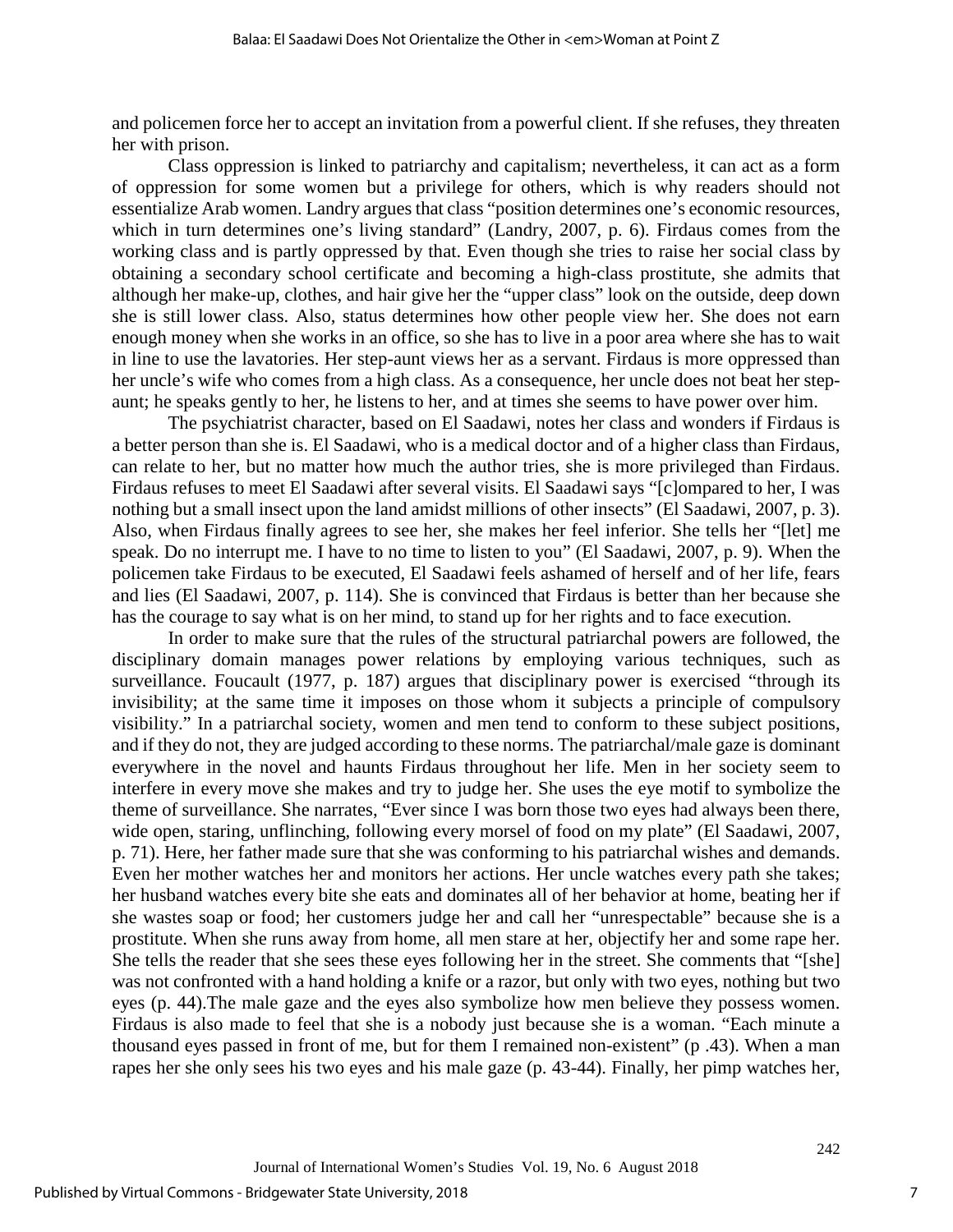and policemen force her to accept an invitation from a powerful client. If she refuses, they threaten her with prison.

Class oppression is linked to patriarchy and capitalism; nevertheless, it can act as a form of oppression for some women but a privilege for others, which is why readers should not essentialize Arab women. Landry argues that class "position determines one's economic resources, which in turn determines one's living standard" (Landry, 2007, p. 6). Firdaus comes from the working class and is partly oppressed by that. Even though she tries to raise her social class by obtaining a secondary school certificate and becoming a high-class prostitute, she admits that although her make-up, clothes, and hair give her the "upper class" look on the outside, deep down she is still lower class. Also, status determines how other people view her. She does not earn enough money when she works in an office, so she has to live in a poor area where she has to wait in line to use the lavatories. Her step-aunt views her as a servant. Firdaus is more oppressed than her uncle's wife who comes from a high class. As a consequence, her uncle does not beat her step-aunt; he speaks gently to her, he listens to her, and at times she seems to have power over him.

The psychiatrist character, based on El Saadawi, notes her class and wonders if Firdaus is a better person than she is. El Saadawi, who is a medical doctor and of a higher class than Firdaus, can relate to her, but no matter how much the author tries, she is more privileged than Firdaus. Firdaus refuses to meet El Saadawi after several visits. El Saadawi says "[c]ompared to her, I was nothing but a small insect upon the land amidst millions of other insects" (El Saadawi, 2007, p. 3). Also, when Firdaus finally agrees to see her, she makes her feel inferior. She tells her "[let] me speak. Do no interrupt me. I have to no time to listen to you" (El Saadawi, 2007, p. 9). When the policemen take Firdaus to be executed, El Saadawi feels ashamed of herself and of her life, fears and lies (El Saadawi, 2007, p. 114). She is convinced that Firdaus is better than her because she has the courage to say what is on her mind, to stand up for her rights and to face execution.

In order to make sure that the rules of the structural patriarchal powers are followed, the disciplinary domain manages power relations by employing various techniques, such as surveillance. Foucault (1977, p. 187) argues that disciplinary power is exercised "through its invisibility; at the same time it imposes on those whom it subjects a principle of compulsory visibility." In a patriarchal society, women and men tend to conform to these subject positions, and if they do not, they are judged according to these norms. The patriarchal/male gaze is dominant everywhere in the novel and haunts Firdaus throughout her life. Men in her society seem to interfere in every move she makes and try to judge her. She uses the eye motif to symbolize the theme of surveillance. She narrates, "Ever since I was born those two eyes had always been there, wide open, staring, unflinching, following every morsel of food on my plate" (El Saadawi, 2007, p. 71). Here, her father made sure that she was conforming to his patriarchal wishes and demands. Even her mother watches her and monitors her actions. Her uncle watches every path she takes; her husband watches every bite she eats and dominates all of her behavior at home, beating her if she wastes soap or food; her customers judge her and call her "unrespectable" because she is a prostitute. When she runs away from home, all men stare at her, objectify her and some rape her. She tells the reader that she sees these eyes following her in the street. She comments that "[she] was not confronted with a hand holding a knife or a razor, but only with two eyes, nothing but two eyes (p. 44).The male gaze and the eyes also symbolize how men believe they possess women. Firdaus is also made to feel that she is a nobody just because she is a woman. "Each minute a thousand eyes passed in front of me, but for them I remained non-existent" (p .43). When a man rapes her she only sees his two eyes and his male gaze (p. 43-44). Finally, her pimp watches her,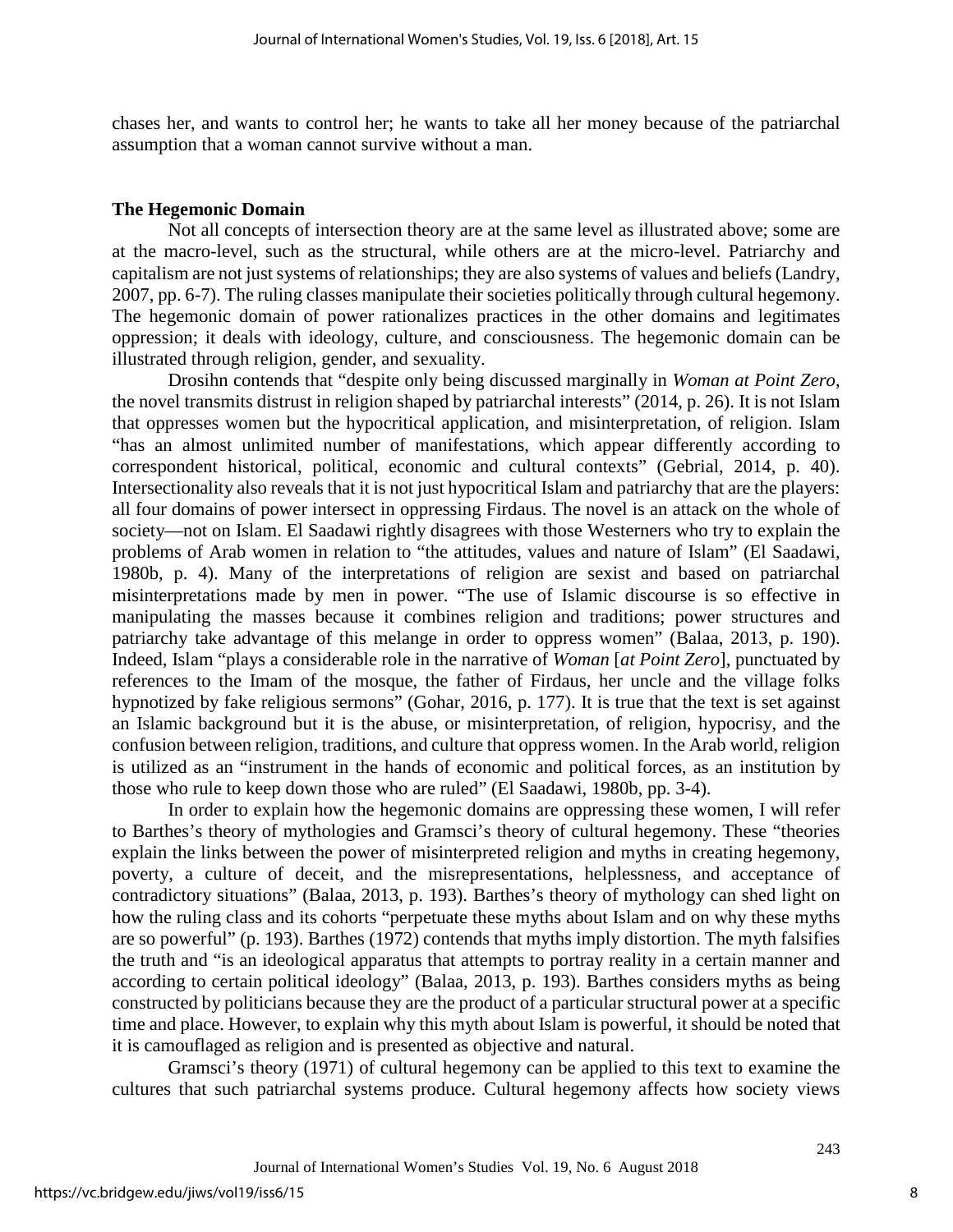chases her, and wants to control her; he wants to take all her money because of the patriarchal assumption that a woman cannot survive without a man.

### The Hegemonic Domain

Not all concepts of intersection theory are at the same level as illustrated above; some are at the macro-level, such as the structural, while others are at the micro-level. Patriarchy and capitalism are not just systems of relationships; they are also systems of values and beliefs (Landry, 2007, pp. 6-7). The ruling classes manipulate their societies politically through cultural hegemony. The hegemonic domain of power rationalizes practices in the other domains and legitimates oppression; it deals with ideology, culture, and consciousness. The hegemonic domain can be illustrated through religion, gender, and sexuality.

Drosihn contends that "despite only being discussed marginally in *Woman at Point Zero*, the novel transmits distrust in religion shaped by patriarchal interests" (2014, p. 26). It is not Islam that oppresses women but the hypocritical application, and misinterpretation, of religion. Islam "has an almost unlimited number of manifestations, which appear differently according to correspondent historical, political, economic and cultural contexts" (Gebrial, 2014, p. 40). Intersectionality also reveals that it is not just hypocritical Islam and patriarchy that are the players: all four domains of power intersect in oppressing Firdaus. The novel is an attack on the whole of society—not on Islam. El Saadawi rightly disagrees with those Westerners who try to explain the problems of Arab women in relation to "the attitudes, values and nature of Islam" (El Saadawi, 1980b, p. 4). Many of the interpretations of religion are sexist and based on patriarchal misinterpretations made by men in power. "The use of Islamic discourse is so effective in manipulating the masses because it combines religion and traditions; power structures and patriarchy take advantage of this melange in order to oppress women" (Balaa, 2013, p. 190). Indeed, Islam "plays a considerable role in the narrative of *Woman* [*at Point Zero*], punctuated by references to the Imam of the mosque, the father of Firdaus, her uncle and the village folks hypnotized by fake religious sermons" (Gohar, 2016, p. 177). It is true that the text is set against an Islamic background but it is the abuse, or misinterpretation, of religion, hypocrisy, and the confusion between religion, traditions, and culture that oppress women. In the Arab world, religion is utilized as an "instrument in the hands of economic and political forces, as an institution by those who rule to keep down those who are ruled" (El Saadawi, 1980b, pp. 3-4).

In order to explain how the hegemonic domains are oppressing these women, I will refer to Barthes's theory of mythologies and Gramsci's theory of cultural hegemony. These "theories explain the links between the power of misinterpreted religion and myths in creating hegemony, poverty, a culture of deceit, and the misrepresentations, helplessness, and acceptance of contradictory situations" (Balaa, 2013, p. 193). Barthes's theory of mythology can shed light on how the ruling class and its cohorts "perpetuate these myths about Islam and on why these myths are so powerful" (p. 193). Barthes (1972) contends that myths imply distortion. The myth falsifies the truth and "is an ideological apparatus that attempts to portray reality in a certain manner and according to certain political ideology" (Balaa, 2013, p. 193). Barthes considers myths as being constructed by politicians because they are the product of a particular structural power at a specific time and place. However, to explain why this myth about Islam is powerful, it should be noted that it is camouflaged as religion and is presented as objective and natural.

Gramsci's theory (1971) of cultural hegemony can be applied to this text to examine the cultures that such patriarchal systems produce. Cultural hegemony affects how society views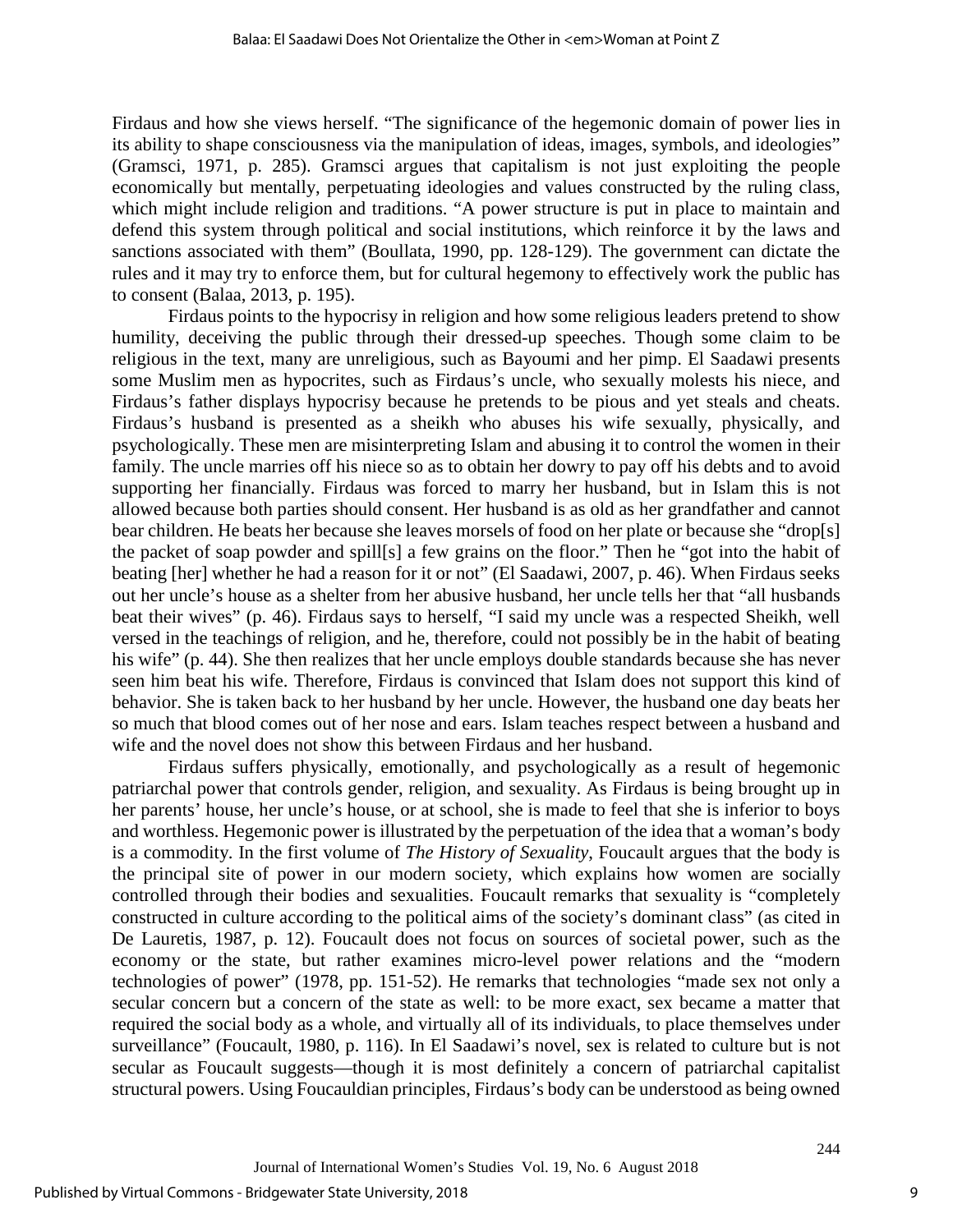Firdaus and how she views herself. "The significance of the hegemonic domain of power lies in its ability to shape consciousness via the manipulation of ideas, images, symbols, and ideologies" (Gramsci, 1971, p. 285). Gramsci argues that capitalism is not just exploiting the people economically but mentally, perpetuating ideologies and values constructed by the ruling class, which might include religion and traditions. "A power structure is put in place to maintain and defend this system through political and social institutions, which reinforce it by the laws and sanctions associated with them" (Boullata, 1990, pp. 128-129). The government can dictate the rules and it may try to enforce them, but for cultural hegemony to effectively work the public has to consent (Balaa, 2013, p. 195).

Firdaus points to the hypocrisy in religion and how some religious leaders pretend to show humility, deceiving the public through their dressed-up speeches. Though some claim to be religious in the text, many are unreligious, such as Bayoumi and her pimp. El Saadawi presents some Muslim men as hypocrites, such as Firdaus's uncle, who sexually molests his niece, and Firdaus's father displays hypocrisy because he pretends to be pious and yet steals and cheats. Firdaus's husband is presented as a sheikh who abuses his wife sexually, physically, and psychologically. These men are misinterpreting Islam and abusing it to control the women in their family. The uncle marries off his niece so as to obtain her dowry to pay off his debts and to avoid supporting her financially. Firdaus was forced to marry her husband, but in Islam this is not allowed because both parties should consent. Her husband is as old as her grandfather and cannot bear children. He beats her because she leaves morsels of food on her plate or because she "drop[s] the packet of soap powder and spill[s] a few grains on the floor." Then he "got into the habit of beating [her] whether he had a reason for it or not" (El Saadawi, 2007, p. 46). When Firdaus seeks out her uncle's house as a shelter from her abusive husband, her uncle tells her that "all husbands beat their wives" (p. 46). Firdaus says to herself, "I said my uncle was a respected Sheikh, well versed in the teachings of religion, and he, therefore, could not possibly be in the habit of beating his wife" (p. 44). She then realizes that her uncle employs double standards because she has never seen him beat his wife. Therefore, Firdaus is convinced that Islam does not support this kind of behavior. She is taken back to her husband by her uncle. However, the husband one day beats her so much that blood comes out of her nose and ears. Islam teaches respect between a husband and wife and the novel does not show this between Firdaus and her husband.

Firdaus suffers physically, emotionally, and psychologically as a result of hegemonic patriarchal power that controls gender, religion, and sexuality. As Firdaus is being brought up in her parents' house, her uncle's house, or at school, she is made to feel that she is inferior to boys and worthless. Hegemonic power is illustrated by the perpetuation of the idea that a woman's body is a commodity. In the first volume of *The History of Sexuality*, Foucault argues that the body is the principal site of power in our modern society, which explains how women are socially controlled through their bodies and sexualities. Foucault remarks that sexuality is "completely constructed in culture according to the political aims of the society's dominant class" (as cited in De Lauretis, 1987, p. 12). Foucault does not focus on sources of societal power, such as the economy or the state, but rather examines micro-level power relations and the "modern technologies of power" (1978, pp. 151-52). He remarks that technologies "made sex not only a secular concern but a concern of the state as well: to be more exact, sex became a matter that required the social body as a whole, and virtually all of its individuals, to place themselves under surveillance" (Foucault, 1980, p. 116). In El Saadawi's novel, sex is related to culture but is not secular as Foucault suggests—though it is most definitely a concern of patriarchal capitalist structural powers. Using Foucauldian principles, Firdaus's body can be understood as being owned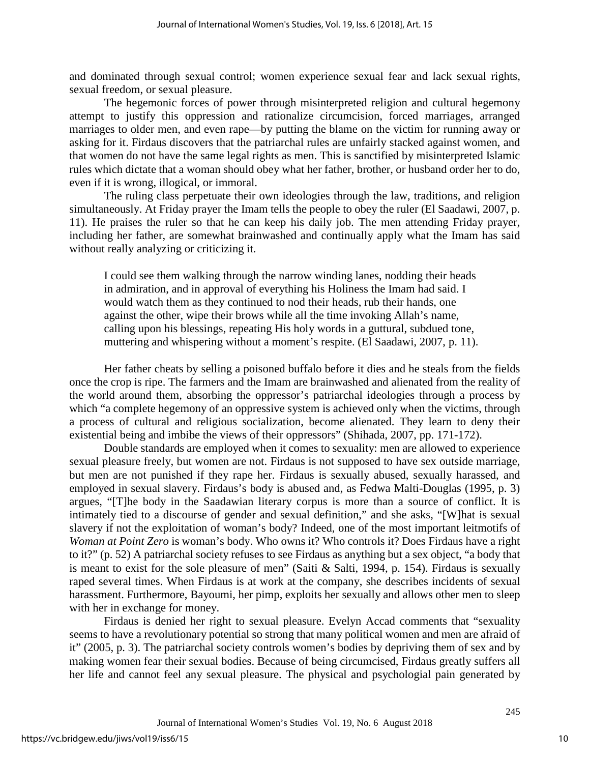and dominated through sexual control; women experience sexual fear and lack sexual rights, sexual freedom, or sexual pleasure.

The hegemonic forces of power through misinterpreted religion and cultural hegemony attempt to justify this oppression and rationalize circumcision, forced marriages, arranged marriages to older men, and even rape—by putting the blame on the victim for running away or asking for it. Firdaus discovers that the patriarchal rules are unfairly stacked against women, and that women do not have the same legal rights as men. This is sanctified by misinterpreted Islamic rules which dictate that a woman should obey what her father, brother, or husband order her to do, even if it is wrong, illogical, or immoral.

The ruling class perpetuate their own ideologies through the law, traditions, and religion simultaneously. At Friday prayer the Imam tells the people to obey the ruler (El Saadawi, 2007, p. 11). He praises the ruler so that he can keep his daily job. The men attending Friday prayer, including her father, are somewhat brainwashed and continually apply what the Imam has said without really analyzing or criticizing it.

> I could see them walking through the narrow winding lanes, nodding their heads in admiration, and in approval of everything his Holiness the Imam had said. I would watch them as they continued to nod their heads, rub their hands, one against the other, wipe their brows while all the time invoking Allah's name, calling upon his blessings, repeating His holy words in a guttural, subdued tone, muttering and whispering without a moment's respite. (El Saadawi, 2007, p. 11).

Her father cheats by selling a poisoned buffalo before it dies and he steals from the fields once the crop is ripe. The farmers and the Imam are brainwashed and alienated from the reality of the world around them, absorbing the oppressor's patriarchal ideologies through a process by which "a complete hegemony of an oppressive system is achieved only when the victims, through a process of cultural and religious socialization, become alienated. They learn to deny their existential being and imbibe the views of their oppressors" (Shihada, 2007, pp. 171-172).

Double standards are employed when it comes to sexuality: men are allowed to experience sexual pleasure freely, but women are not. Firdaus is not supposed to have sex outside marriage, but men are not punished if they rape her. Firdaus is sexually abused, sexually harassed, and employed in sexual slavery. Firdaus's body is abused and, as Fedwa Malti-Douglas (1995, p. 3) argues, "[T]he body in the Saadawian literary corpus is more than a source of conflict. It is intimately tied to a discourse of gender and sexual definition," and she asks, "[W]hat is sexual slavery if not the exploitation of woman's body? Indeed, one of the most important leitmotifs of *Woman at Point Zero* is woman's body. Who owns it? Who controls it? Does Firdaus have a right to it?" (p. 52) A patriarchal society refuses to see Firdaus as anything but a sex object, "a body that is meant to exist for the sole pleasure of men" (Saiti & Salti, 1994, p. 154). Firdaus is sexually raped several times. When Firdaus is at work at the company, she describes incidents of sexual harassment. Furthermore, Bayoumi, her pimp, exploits her sexually and allows other men to sleep with her in exchange for money.

Firdaus is denied her right to sexual pleasure. Evelyn Accad comments that "sexuality seems to have a revolutionary potential so strong that many political women and men are afraid of it" (2005, p. 3). The patriarchal society controls women's bodies by depriving them of sex and by making women fear their sexual bodies. Because of being circumcised, Firdaus greatly suffers all her life and cannot feel any sexual pleasure. The physical and psychologial pain generated by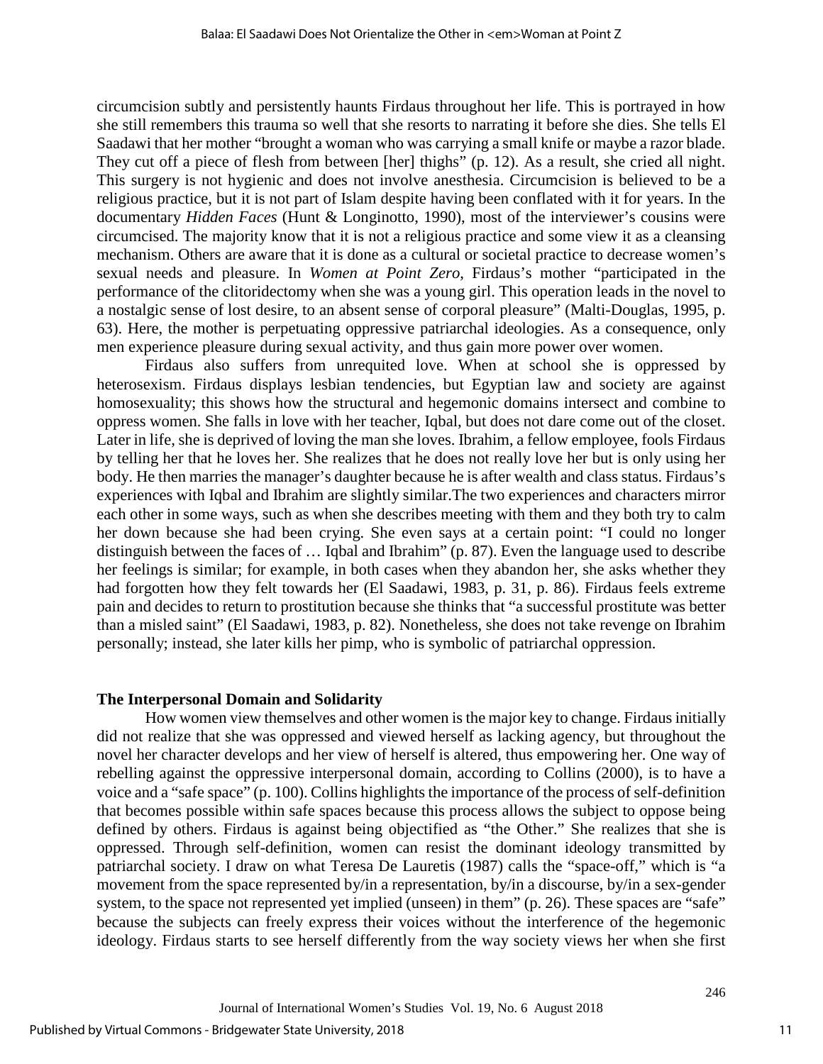circumcision subtly and persistently haunts Firdaus throughout her life. This is portrayed in how she still remembers this trauma so well that she resorts to narrating it before she dies. She tells El Saadawi that her mother "brought a woman who was carrying a small knife or maybe a razor blade. They cut off a piece of flesh from between [her] thighs" (p. 12). As a result, she cried all night. This surgery is not hygienic and does not involve anesthesia. Circumcision is believed to be a religious practice, but it is not part of Islam despite having been conflated with it for years. In the documentary *Hidden Faces* (Hunt & Longinotto, 1990), most of the interviewer's cousins were circumcised. The majority know that it is not a religious practice and some view it as a cleansing mechanism. Others are aware that it is done as a cultural or societal practice to decrease women's sexual needs and pleasure. In *Women at Point Zero,* Firdaus's mother "participated in the performance of the clitoridectomy when she was a young girl. This operation leads in the novel to a nostalgic sense of lost desire, to an absent sense of corporal pleasure" (Malti-Douglas, 1995, p. 63). Here, the mother is perpetuating oppressive patriarchal ideologies. As a consequence, only men experience pleasure during sexual activity, and thus gain more power over women.

Firdaus also suffers from unrequited love. When at school she is oppressed by heterosexism. Firdaus displays lesbian tendencies, but Egyptian law and society are against homosexuality; this shows how the structural and hegemonic domains intersect and combine to oppress women. She falls in love with her teacher, Iqbal, but does not dare come out of the closet. Later in life, she is deprived of loving the man she loves. Ibrahim, a fellow employee, fools Firdaus by telling her that he loves her. She realizes that he does not really love her but is only using her body. He then marries the manager's daughter because he is after wealth and class status. Firdaus's experiences with Iqbal and Ibrahim are slightly similar.The two experiences and characters mirror each other in some ways, such as when she describes meeting with them and they both try to calm her down because she had been crying. She even says at a certain point: "I could no longer distinguish between the faces of … Iqbal and Ibrahim" (p. 87). Even the language used to describe her feelings is similar; for example, in both cases when they abandon her, she asks whether they had forgotten how they felt towards her (El Saadawi, 1983, p. 31, p. 86). Firdaus feels extreme pain and decides to return to prostitution because she thinks that "a successful prostitute was better than a misled saint" (El Saadawi, 1983, p. 82). Nonetheless, she does not take revenge on Ibrahim personally; instead, she later kills her pimp, who is symbolic of patriarchal oppression.

### The Interpersonal Domain and Solidarity

How women view themselves and other women is the major key to change. Firdaus initially did not realize that she was oppressed and viewed herself as lacking agency, but throughout the novel her character develops and her view of herself is altered, thus empowering her. One way of rebelling against the oppressive interpersonal domain, according to Collins (2000), is to have a voice and a "safe space" (p. 100). Collins highlights the importance of the process of self-definition that becomes possible within safe spaces because this process allows the subject to oppose being defined by others. Firdaus is against being objectified as "the Other." She realizes that she is oppressed. Through self-definition, women can resist the dominant ideology transmitted by patriarchal society. I draw on what Teresa De Lauretis (1987) calls the "space-off," which is "a movement from the space represented by/in a representation, by/in a discourse, by/in a sex-gender system, to the space not represented yet implied (unseen) in them" (p. 26). These spaces are "safe" because the subjects can freely express their voices without the interference of the hegemonic ideology. Firdaus starts to see herself differently from the way society views her when she first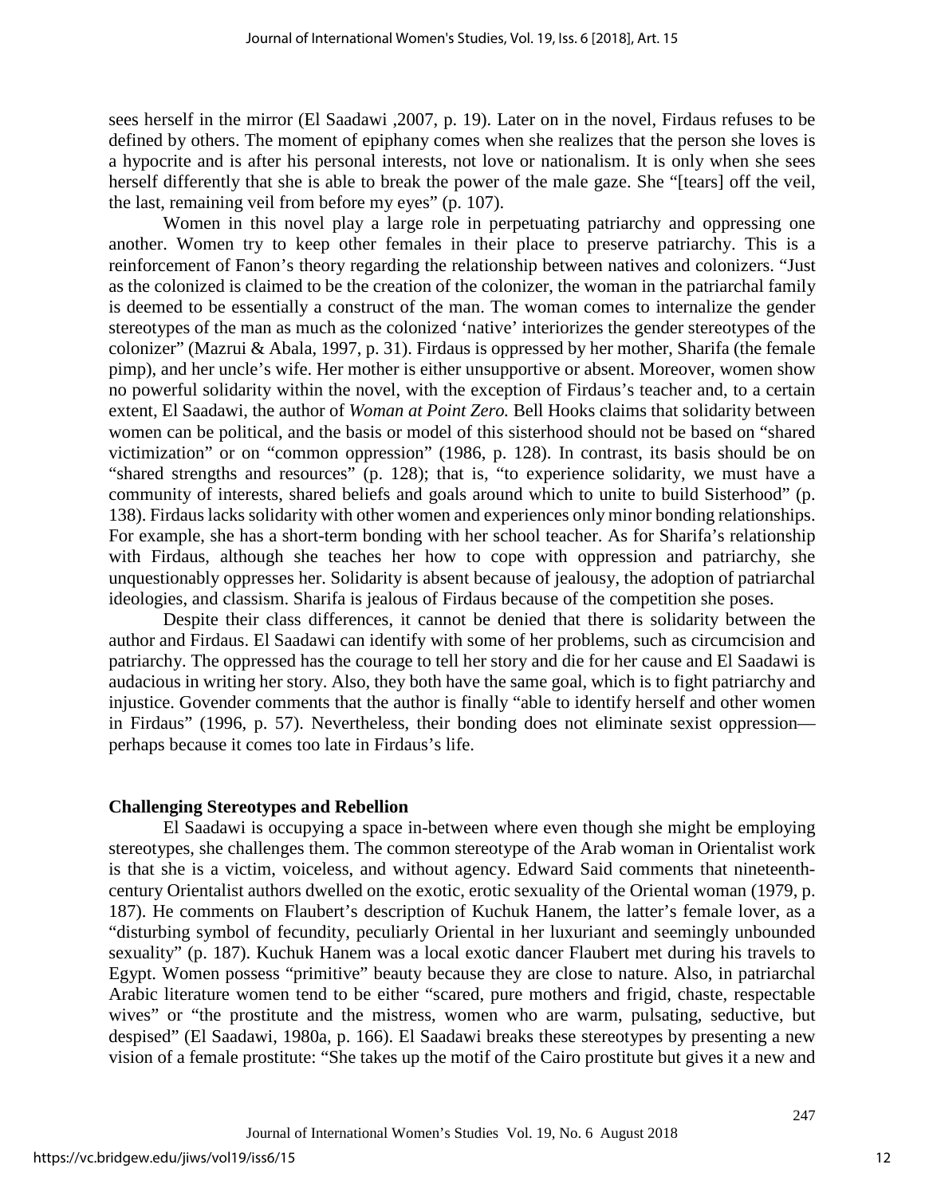sees herself in the mirror (El Saadawi ,2007, p. 19). Later on in the novel, Firdaus refuses to be defined by others. The moment of epiphany comes when she realizes that the person she loves is a hypocrite and is after his personal interests, not love or nationalism. It is only when she sees herself differently that she is able to break the power of the male gaze. She "[tears] off the veil, the last, remaining veil from before my eyes" (p. 107).

Women in this novel play a large role in perpetuating patriarchy and oppressing one another. Women try to keep other females in their place to preserve patriarchy. This is a reinforcement of Fanon's theory regarding the relationship between natives and colonizers. "Just as the colonized is claimed to be the creation of the colonizer, the woman in the patriarchal family is deemed to be essentially a construct of the man. The woman comes to internalize the gender stereotypes of the man as much as the colonized 'native' interiorizes the gender stereotypes of the colonizer" (Mazrui & Abala, 1997, p. 31). Firdaus is oppressed by her mother, Sharifa (the female pimp), and her uncle's wife. Her mother is either unsupportive or absent. Moreover, women show no powerful solidarity within the novel, with the exception of Firdaus's teacher and, to a certain extent, El Saadawi, the author of *Woman at Point Zero.* Bell Hooks claims that solidarity between women can be political, and the basis or model of this sisterhood should not be based on "shared victimization" or on "common oppression" (1986, p. 128). In contrast, its basis should be on "shared strengths and resources" (p. 128); that is, "to experience solidarity, we must have a community of interests, shared beliefs and goals around which to unite to build Sisterhood" (p. 138). Firdaus lacks solidarity with other women and experiences only minor bonding relationships. For example, she has a short-term bonding with her school teacher. As for Sharifa's relationship with Firdaus, although she teaches her how to cope with oppression and patriarchy, she unquestionably oppresses her. Solidarity is absent because of jealousy, the adoption of patriarchal ideologies, and classism. Sharifa is jealous of Firdaus because of the competition she poses.

Despite their class differences, it cannot be denied that there is solidarity between the author and Firdaus. El Saadawi can identify with some of her problems, such as circumcision and patriarchy. The oppressed has the courage to tell her story and die for her cause and El Saadawi is audacious in writing her story. Also, they both have the same goal, which is to fight patriarchy and injustice. Govender comments that the author is finally "able to identify herself and other women in Firdaus" (1996, p. 57). Nevertheless, their bonding does not eliminate sexist oppression—perhaps because it comes too late in Firdaus's life.

**Challenging Stereotypes and Rebellion**

El Saadawi is occupying a space in-between where even though she might be employing stereotypes, she challenges them. The common stereotype of the Arab woman in Orientalist work is that she is a victim, voiceless, and without agency. Edward Said comments that nineteenth-century Orientalist authors dwelled on the exotic, erotic sexuality of the Oriental woman (1979, p. 187). He comments on Flaubert's description of Kuchuk Hanem, the latter's female lover, as a "disturbing symbol of fecundity, peculiarly Oriental in her luxuriant and seemingly unbounded sexuality" (p. 187). Kuchuk Hanem was a local exotic dancer Flaubert met during his travels to Egypt. Women possess "primitive" beauty because they are close to nature. Also, in patriarchal Arabic literature women tend to be either "scared, pure mothers and frigid, chaste, respectable wives" or "the prostitute and the mistress, women who are warm, pulsating, seductive, but despised" (El Saadawi, 1980a, p. 166). El Saadawi breaks these stereotypes by presenting a new vision of a female prostitute: "She takes up the motif of the Cairo prostitute but gives it a new and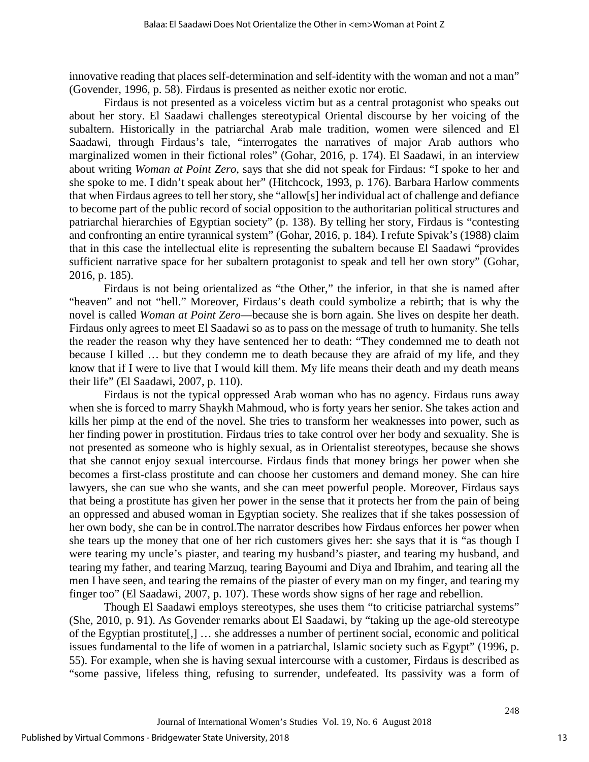innovative reading that places self-determination and self-identity with the woman and not a man" (Govender, 1996, p. 58). Firdaus is presented as neither exotic nor erotic.

Firdaus is not presented as a voiceless victim but as a central protagonist who speaks out about her story. El Saadawi challenges stereotypical Oriental discourse by her voicing of the subaltern. Historically in the patriarchal Arab male tradition, women were silenced and El Saadawi, through Firdaus's tale, "interrogates the narratives of major Arab authors who marginalized women in their fictional roles" (Gohar, 2016, p. 174). El Saadawi, in an interview about writing *Woman at Point Zero*, says that she did not speak for Firdaus: "I spoke to her and she spoke to me. I didn't speak about her" (Hitchcock, 1993, p. 176). Barbara Harlow comments that when Firdaus agrees to tell her story, she "allow[s] her individual act of challenge and defiance to become part of the public record of social opposition to the authoritarian political structures and patriarchal hierarchies of Egyptian society" (p. 138). By telling her story, Firdaus is "contesting and confronting an entire tyrannical system" (Gohar, 2016, p. 184). I refute Spivak's (1988) claim that in this case the intellectual elite is representing the subaltern because El Saadawi "provides sufficient narrative space for her subaltern protagonist to speak and tell her own story" (Gohar, 2016, p. 185).

Firdaus is not being orientalized as "the Other," the inferior, in that she is named after "heaven" and not "hell." Moreover, Firdaus's death could symbolize a rebirth; that is why the novel is called *Woman at Point Zero*—because she is born again. She lives on despite her death. Firdaus only agrees to meet El Saadawi so as to pass on the message of truth to humanity. She tells the reader the reason why they have sentenced her to death: "They condemned me to death not because I killed … but they condemn me to death because they are afraid of my life, and they know that if I were to live that I would kill them. My life means their death and my death means their life" (El Saadawi, 2007, p. 110).

Firdaus is not the typical oppressed Arab woman who has no agency. Firdaus runs away when she is forced to marry Shaykh Mahmoud, who is forty years her senior. She takes action and kills her pimp at the end of the novel. She tries to transform her weaknesses into power, such as her finding power in prostitution. Firdaus tries to take control over her body and sexuality. She is not presented as someone who is highly sexual, as in Orientalist stereotypes, because she shows that she cannot enjoy sexual intercourse. Firdaus finds that money brings her power when she becomes a first-class prostitute and can choose her customers and demand money. She can hire lawyers, she can sue who she wants, and she can meet powerful people. Moreover, Firdaus says that being a prostitute has given her power in the sense that it protects her from the pain of being an oppressed and abused woman in Egyptian society. She realizes that if she takes possession of her own body, she can be in control.The narrator describes how Firdaus enforces her power when she tears up the money that one of her rich customers gives her: she says that it is "as though I were tearing my uncle's piaster, and tearing my husband's piaster, and tearing my husband, and tearing my father, and tearing Marzuq, tearing Bayoumi and Diya and Ibrahim, and tearing all the men I have seen, and tearing the remains of the piaster of every man on my finger, and tearing my finger too" (El Saadawi, 2007, p. 107). These words show signs of her rage and rebellion.

Though El Saadawi employs stereotypes, she uses them "to criticise patriarchal systems" (She, 2010, p. 91). As Govender remarks about El Saadawi, by "taking up the age-old stereotype of the Egyptian prostitute[,] … she addresses a number of pertinent social, economic and political issues fundamental to the life of women in a patriarchal, Islamic society such as Egypt" (1996, p. 55). For example, when she is having sexual intercourse with a customer, Firdaus is described as "some passive, lifeless thing, refusing to surrender, undefeated. Its passivity was a form of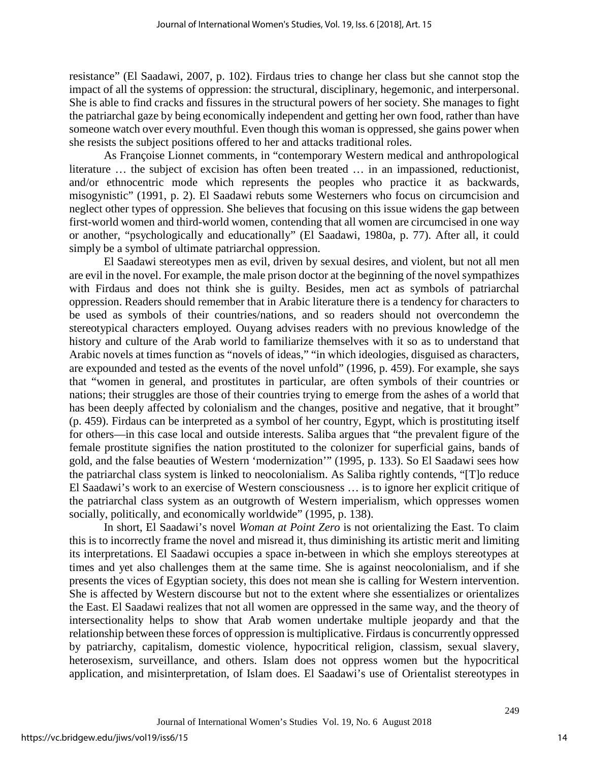resistance" (El Saadawi, 2007, p. 102). Firdaus tries to change her class but she cannot stop the impact of all the systems of oppression: the structural, disciplinary, hegemonic, and interpersonal. She is able to find cracks and fissures in the structural powers of her society. She manages to fight the patriarchal gaze by being economically independent and getting her own food, rather than have someone watch over every mouthful. Even though this woman is oppressed, she gains power when she resists the subject positions offered to her and attacks traditional roles.

As Françoise Lionnet comments, in "contemporary Western medical and anthropological literature … the subject of excision has often been treated … in an impassioned, reductionist, and/or ethnocentric mode which represents the peoples who practice it as backwards, misogynistic" (1991, p. 2). El Saadawi rebuts some Westerners who focus on circumcision and neglect other types of oppression. She believes that focusing on this issue widens the gap between first-world women and third-world women, contending that all women are circumcised in one way or another, "psychologically and educationally" (El Saadawi, 1980a, p. 77). After all, it could simply be a symbol of ultimate patriarchal oppression.

El Saadawi stereotypes men as evil, driven by sexual desires, and violent, but not all men are evil in the novel. For example, the male prison doctor at the beginning of the novel sympathizes with Firdaus and does not think she is guilty. Besides, men act as symbols of patriarchal oppression. Readers should remember that in Arabic literature there is a tendency for characters to be used as symbols of their countries/nations, and so readers should not overcondemn the stereotypical characters employed. Ouyang advises readers with no previous knowledge of the history and culture of the Arab world to familiarize themselves with it so as to understand that Arabic novels at times function as "novels of ideas," "in which ideologies, disguised as characters, are expounded and tested as the events of the novel unfold" (1996, p. 459). For example, she says that "women in general, and prostitutes in particular, are often symbols of their countries or nations; their struggles are those of their countries trying to emerge from the ashes of a world that has been deeply affected by colonialism and the changes, positive and negative, that it brought" (p. 459). Firdaus can be interpreted as a symbol of her country, Egypt, which is prostituting itself for others—in this case local and outside interests. Saliba argues that "the prevalent figure of the female prostitute signifies the nation prostituted to the colonizer for superficial gains, bands of gold, and the false beauties of Western 'modernization'" (1995, p. 133). So El Saadawi sees how the patriarchal class system is linked to neocolonialism. As Saliba rightly contends, "[T]o reduce El Saadawi's work to an exercise of Western consciousness … is to ignore her explicit critique of the patriarchal class system as an outgrowth of Western imperialism, which oppresses women socially, politically, and economically worldwide" (1995, p. 138).

In short, El Saadawi's novel *Woman at Point Zero* is not orientalizing the East. To claim this is to incorrectly frame the novel and misread it, thus diminishing its artistic merit and limiting its interpretations. El Saadawi occupies a space in-between in which she employs stereotypes at times and yet also challenges them at the same time. She is against neocolonialism, and if she presents the vices of Egyptian society, this does not mean she is calling for Western intervention. She is affected by Western discourse but not to the extent where she essentializes or orientalizes the East. El Saadawi realizes that not all women are oppressed in the same way, and the theory of intersectionality helps to show that Arab women undertake multiple jeopardy and that the relationship between these forces of oppression is multiplicative. Firdaus is concurrently oppressed by patriarchy, capitalism, domestic violence, hypocritical religion, classism, sexual slavery, heterosexism, surveillance, and others. Islam does not oppress women but the hypocritical application, and misinterpretation, of Islam does. El Saadawi's use of Orientalist stereotypes in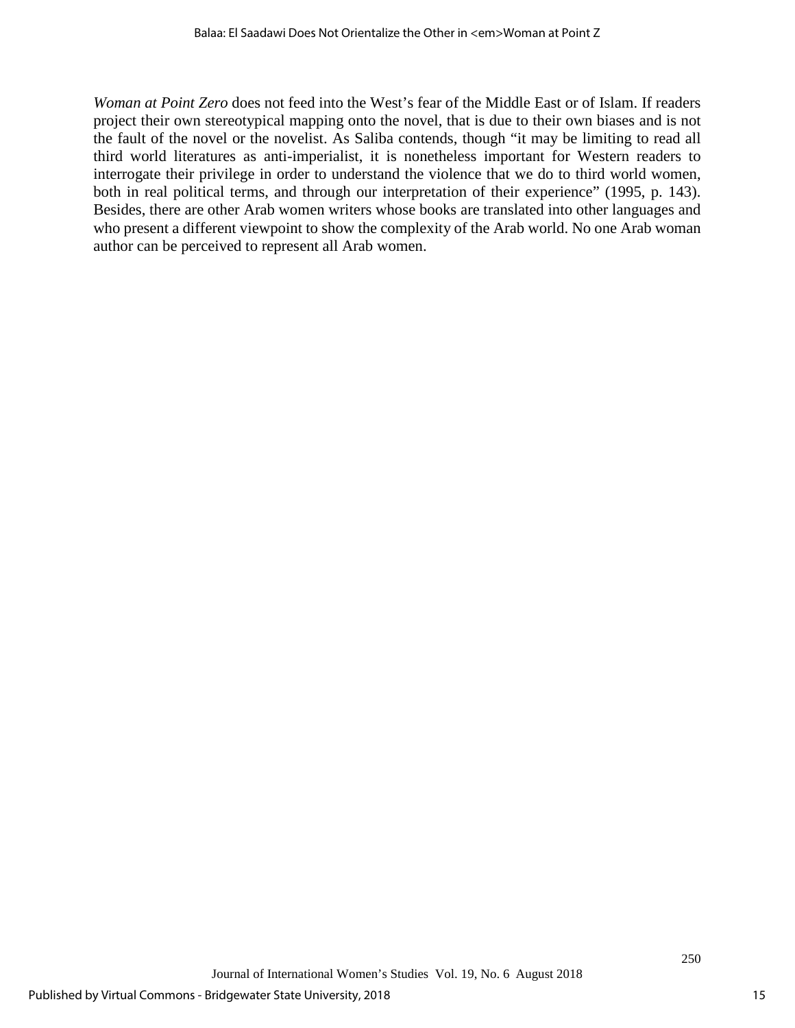*Woman at Point Zero* does not feed into the West's fear of the Middle East or of Islam. If readers project their own stereotypical mapping onto the novel, that is due to their own biases and is not the fault of the novel or the novelist. As Saliba contends, though "it may be limiting to read all third world literatures as anti-imperialist, it is nonetheless important for Western readers to interrogate their privilege in order to understand the violence that we do to third world women, both in real political terms, and through our interpretation of their experience" (1995, p. 143). Besides, there are other Arab women writers whose books are translated into other languages and who present a different viewpoint to show the complexity of the Arab world. No one Arab woman author can be perceived to represent all Arab women.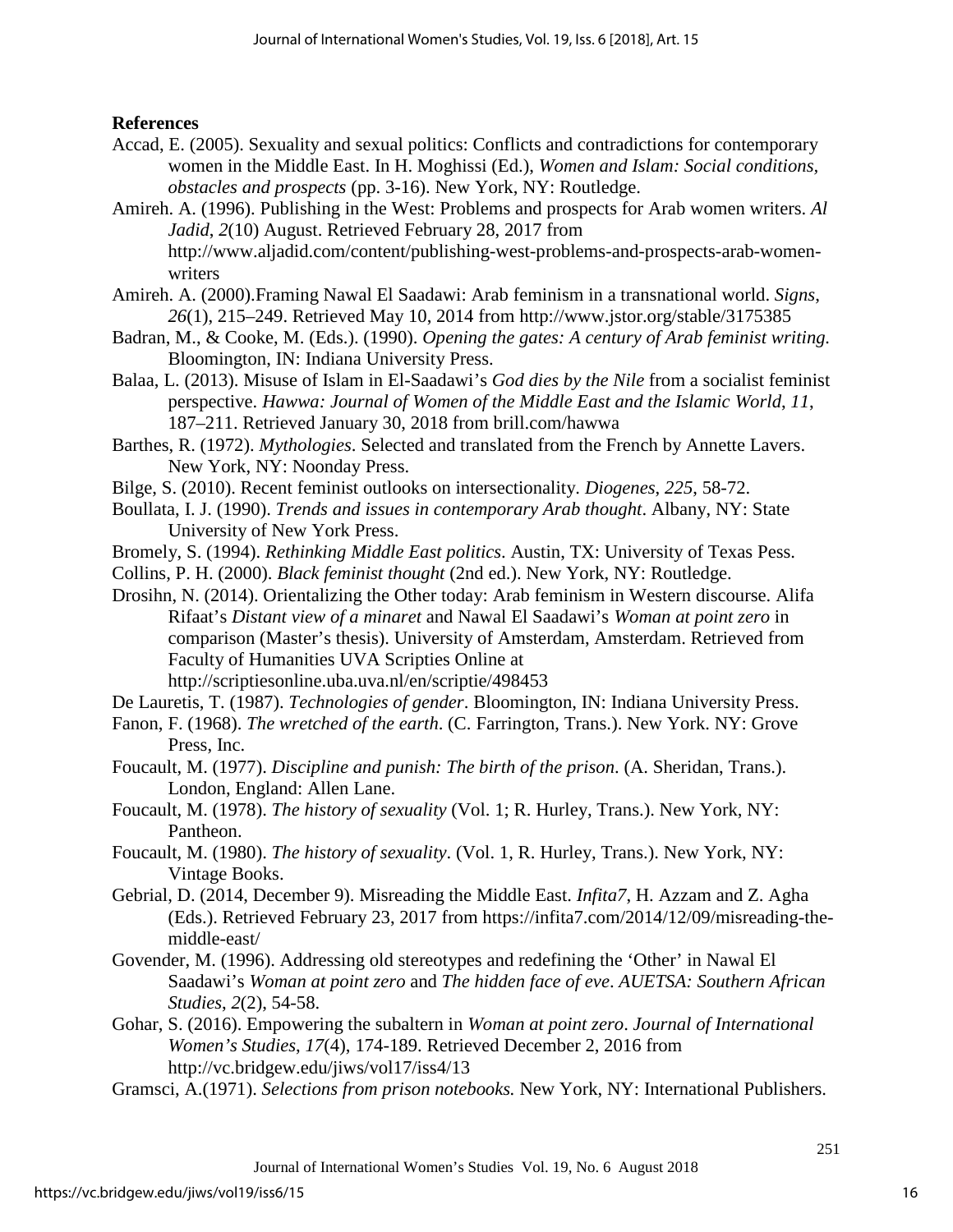**References**

Accad, E. (2005). Sexuality and sexual politics: Conflicts and contradictions for contemporary women in the Middle East. In H. Moghissi (Ed.), *Women and Islam: Social conditions, obstacles and prospects* (pp. 3-16). New York, NY: Routledge.

Amireh. A. (1996). Publishing in the West: Problems and prospects for Arab women writers. *Al Jadid*, *2*(10) August. Retrieved February 28, 2017 from http://www.aljadid.com/content/publishing-west-problems-and-prospects-arab-women-writers

Amireh. A. (2000).Framing Nawal El Saadawi: Arab feminism in a transnational world. *Signs*, *26*(1), 215–249. Retrieved May 10, 2014 from http://www.jstor.org/stable/3175385

Badran, M., & Cooke, M. (Eds.). (1990). *Opening the gates: A century of Arab feminist writing.* Bloomington, IN: Indiana University Press.

Balaa, L. (2013). Misuse of Islam in El-Saadawi's *God dies by the Nile* from a socialist feminist perspective. *Hawwa: Journal of Women of the Middle East and the Islamic World, 11*, 187–211. Retrieved January 30, 2018 from brill.com/hawwa

Barthes, R. (1972). *Mythologies*. Selected and translated from the French by Annette Lavers. New York, NY: Noonday Press.

Bilge, S. (2010). Recent feminist outlooks on intersectionality. *Diogenes*, *225*, 58-72.

Boullata, I. J. (1990). *Trends and issues in contemporary Arab thought*. Albany, NY: State University of New York Press.

Bromely, S. (1994). *Rethinking Middle East politics*. Austin, TX: University of Texas Pess.

Collins, P. H. (2000). *Black feminist thought* (2nd ed.). New York, NY: Routledge.

Drosihn, N. (2014). Orientalizing the Other today: Arab feminism in Western discourse. Alifa Rifaat's *Distant view of a minaret* and Nawal El Saadawi's *Woman at point zero* in comparison (Master's thesis). University of Amsterdam, Amsterdam. Retrieved from Faculty of Humanities UVA Scripties Online at http://scriptiesonline.uba.uva.nl/en/scriptie/498453

De Lauretis, T. (1987). *Technologies of gender*. Bloomington, IN: Indiana University Press.

Fanon, F. (1968). *The wretched of the earth*. (C. Farrington, Trans.). New York. NY: Grove Press, Inc.

Foucault, M. (1977). *Discipline and punish: The birth of the prison*. (A. Sheridan, Trans.). London, England: Allen Lane.

Foucault, M. (1978). *The history of sexuality* (Vol. 1; R. Hurley, Trans.). New York, NY: Pantheon.

Foucault, M. (1980). *The history of sexuality*. (Vol. 1, R. Hurley, Trans.). New York, NY: Vintage Books.

Gebrial, D. (2014, December 9). Misreading the Middle East. *Infita7*, H. Azzam and Z. Agha (Eds.). Retrieved February 23, 2017 from https://infita7.com/2014/12/09/misreading-the-middle-east/

Govender, M. (1996). Addressing old stereotypes and redefining the 'Other' in Nawal El Saadawi's *Woman at point zero* and *The hidden face of eve*. *AUETSA: Southern African Studies*, *2*(2), 54-58.

Gohar, S. (2016). Empowering the subaltern in *Woman at point zero*. *Journal of International Women's Studies*, *17*(4), 174-189. Retrieved December 2, 2016 from http://vc.bridgew.edu/jiws/vol17/iss4/13

Gramsci, A.(1971). *Selections from prison notebooks.* New York, NY: International Publishers.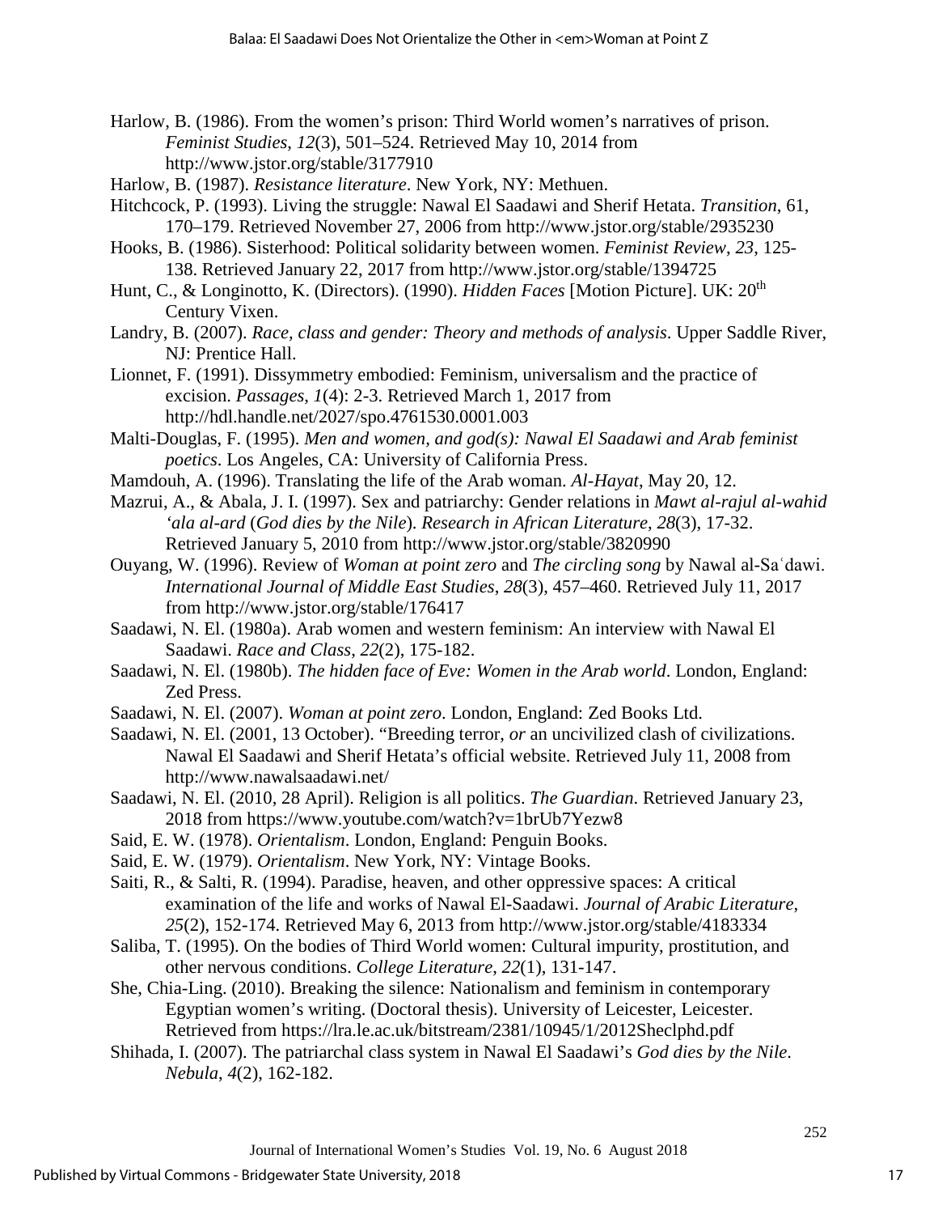Harlow, B. (1986). From the women's prison: Third World women's narratives of prison. *Feminist Studies*, *12*(3), 501–524. Retrieved May 10, 2014 from http://www.jstor.org/stable/3177910

Harlow, B. (1987). *Resistance literature*. New York, NY: Methuen.

Hitchcock, P. (1993). Living the struggle: Nawal El Saadawi and Sherif Hetata. *Transition*, 61, 170–179. Retrieved November 27, 2006 from http://www.jstor.org/stable/2935230

Hooks, B. (1986). Sisterhood: Political solidarity between women. *Feminist Review*, *23*, 125-138. Retrieved January 22, 2017 from http://www.jstor.org/stable/1394725

Hunt, C., & Longinotto, K. (Directors). (1990). *Hidden Faces* [Motion Picture]. UK: 20th Century Vixen.

Landry, B. (2007). *Race, class and gender: Theory and methods of analysis*. Upper Saddle River, NJ: Prentice Hall.

Lionnet, F. (1991). Dissymmetry embodied: Feminism, universalism and the practice of excision. *Passages, 1*(4): 2-3. Retrieved March 1, 2017 from http://hdl.handle.net/2027/spo.4761530.0001.003

Malti-Douglas, F. (1995). *Men and women, and god(s): Nawal El Saadawi and Arab feminist poetics*. Los Angeles, CA: University of California Press.

Mamdouh, A. (1996). Translating the life of the Arab woman. *Al-Hayat*, May 20, 12.

Mazrui, A., & Abala, J. I. (1997). Sex and patriarchy: Gender relations in *Mawt al-rajul al-wahid 'ala al-ard* (*God dies by the Nile*). *Research in African Literature*, *28*(3), 17-32. Retrieved January 5, 2010 from http://www.jstor.org/stable/3820990

Ouyang, W. (1996). Review of *Woman at point zero* and *The circling song* by Nawal al-Saʿdawi. *International Journal of Middle East Studies*, *28*(3), 457–460. Retrieved July 11, 2017 from http://www.jstor.org/stable/176417

Saadawi, N. El. (1980a). Arab women and western feminism: An interview with Nawal El Saadawi. *Race and Class*, *22*(2), 175-182.

Saadawi, N. El. (1980b). *The hidden face of Eve: Women in the Arab world*. London, England: Zed Press.

Saadawi, N. El. (2007). *Woman at point zero*. London, England: Zed Books Ltd.

Saadawi, N. El. (2001, 13 October). "Breeding terror, *or* an uncivilized clash of civilizations. Nawal El Saadawi and Sherif Hetata's official website. Retrieved July 11, 2008 from http://www.nawalsaadawi.net/

Saadawi, N. El. (2010, 28 April). Religion is all politics. *The Guardian*. Retrieved January 23, 2018 from https://www.youtube.com/watch?v=1brUb7Yezw8

Said, E. W. (1978). *Orientalism*. London, England: Penguin Books.

Said, E. W. (1979). *Orientalism*. New York, NY: Vintage Books.

Saiti, R., & Salti, R. (1994). Paradise, heaven, and other oppressive spaces: A critical examination of the life and works of Nawal El-Saadawi. *Journal of Arabic Literature*, *25*(2), 152-174. Retrieved May 6, 2013 from http://www.jstor.org/stable/4183334

Saliba, T. (1995). On the bodies of Third World women: Cultural impurity, prostitution, and other nervous conditions. *College Literature*, *22*(1), 131-147.

She, Chia-Ling. (2010). Breaking the silence: Nationalism and feminism in contemporary Egyptian women's writing. (Doctoral thesis). University of Leicester, Leicester. Retrieved from https://lra.le.ac.uk/bitstream/2381/10945/1/2012Sheclphd.pdf

Shihada, I. (2007). The patriarchal class system in Nawal El Saadawi's *God dies by the Nile*. *Nebula*, *4*(2), 162-182.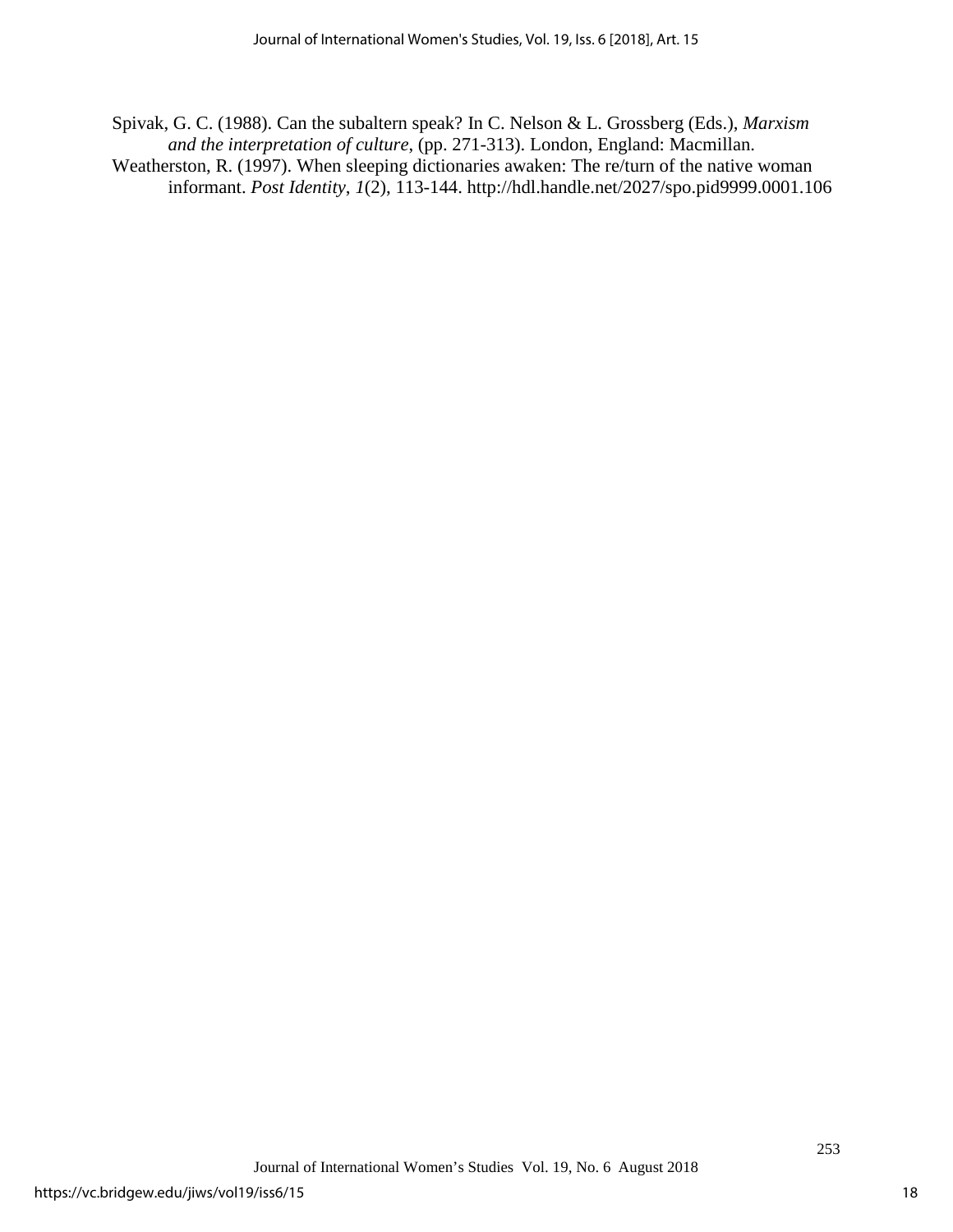Spivak, G. C. (1988). Can the subaltern speak? In C. Nelson & L. Grossberg (Eds.), *Marxism and the interpretation of culture*, (pp. 271-313). London, England: Macmillan.

Weatherston, R. (1997). When sleeping dictionaries awaken: The re/turn of the native woman informant. *Post Identity*, *1*(2), 113-144. http://hdl.handle.net/2027/spo.pid9999.0001.106